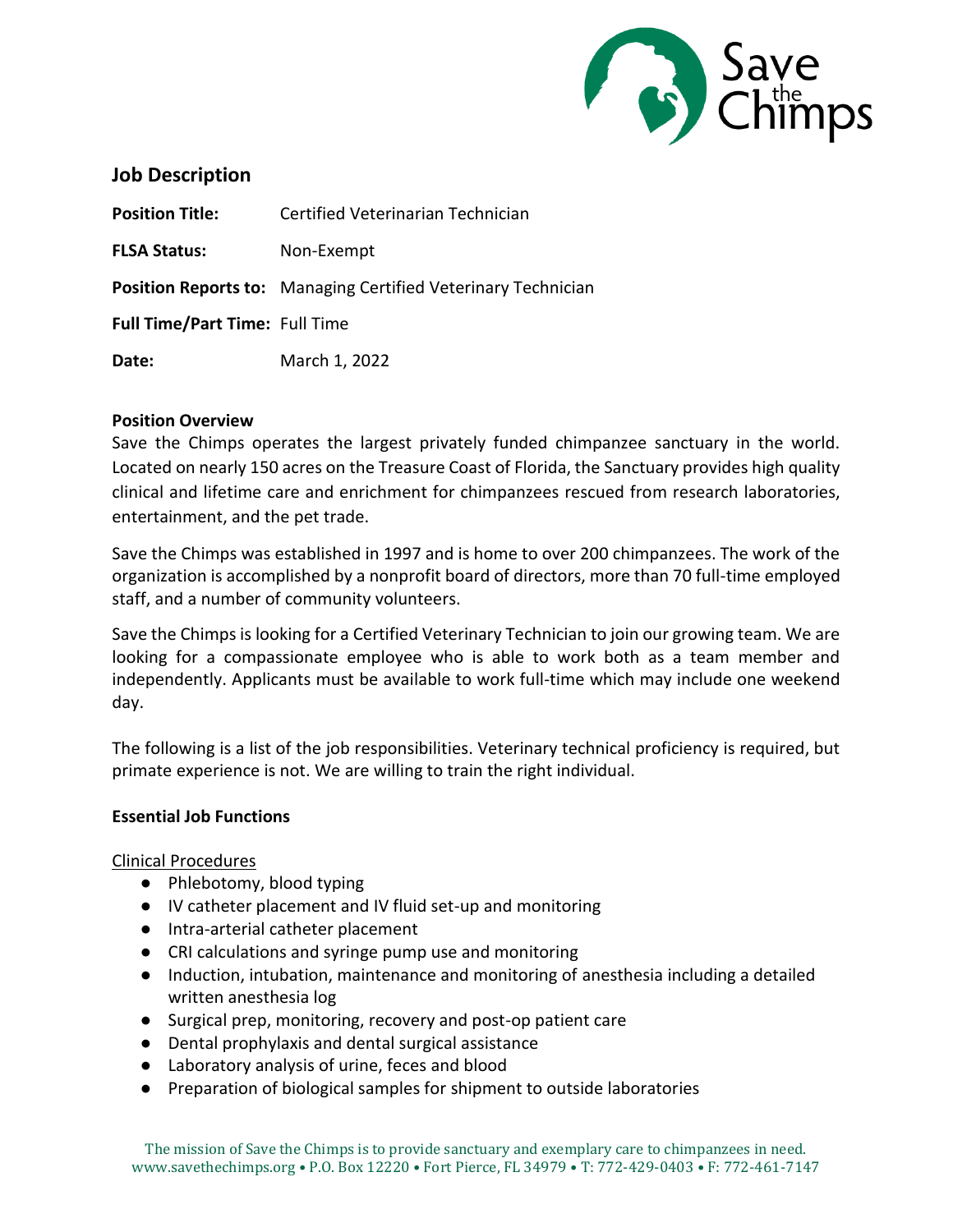## Job Description

**Position Title:** Certified Veterinarian Technician

**FLSA Status:** Non-Exempt

**Position Reports to:** Managing Certified Veterinary Technician

**Full Time/Part Time:** Full Time

**Date:** March 1, 2022

**Position Overview**

Save the Chimps operates the largest privately funded chimpanzee sanctuary in the world. Located on nearly 150 acres on the Treasure Coast of Florida, the Sanctuary provides high quality clinical and lifetime care and enrichment for chimpanzees rescued from research laboratories, entertainment, and the pet trade.

Save the Chimps was established in 1997 and is home to over 200 chimpanzees. The work of the organization is accomplished by a nonprofit board of directors, more than 70 full-time employed staff, and a number of community volunteers.

Save the Chimps is looking for a Certified Veterinary Technician to join our growing team. We are looking for a compassionate employee who is able to work both as a team member and independently. Applicants must be available to work full-time which may include one weekend day.

The following is a list of the job responsibilities. Veterinary technical proficiency is required, but primate experience is not. We are willing to train the right individual.

**Essential Job Functions**

Clinical Procedures

- Phlebotomy, blood typing
- IV catheter placement and IV fluid set-up and monitoring
- Intra-arterial catheter placement
- CRI calculations and syringe pump use and monitoring
- Induction, intubation, maintenance and monitoring of anesthesia including a detailed written anesthesia log
- Surgical prep, monitoring, recovery and post-op patient care
- Dental prophylaxis and dental surgical assistance
- Laboratory analysis of urine, feces and blood
- Preparation of biological samples for shipment to outside laboratories

The mission of Save the Chimps is to provide sanctuary and exemplary care to chimpanzees in need.
www.savethechimps.org • P.O. Box 12220 • Fort Pierce, FL 34979 • T: 772-429-0403 • F: 772-461-7147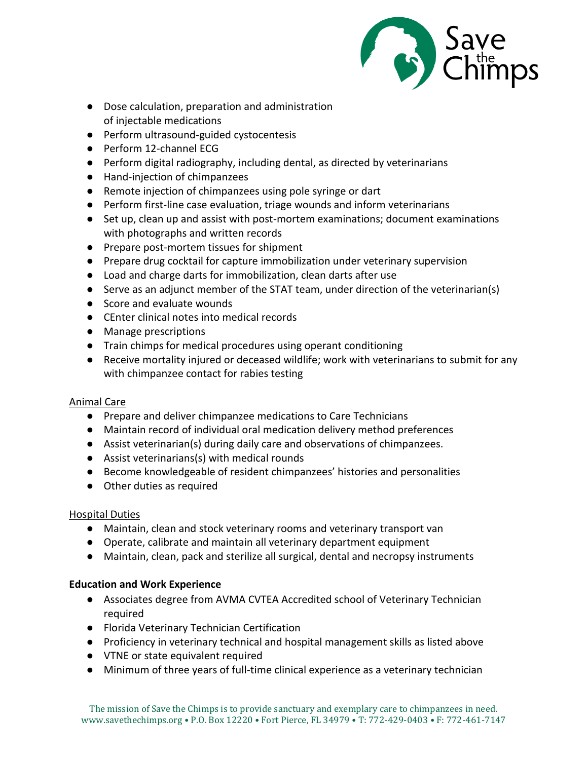- Dose calculation, preparation and administration of injectable medications
- Perform ultrasound-guided cystocentesis
- Perform 12-channel ECG
- Perform digital radiography, including dental, as directed by veterinarians
- Hand-injection of chimpanzees
- Remote injection of chimpanzees using pole syringe or dart
- Perform first-line case evaluation, triage wounds and inform veterinarians
- Set up, clean up and assist with post-mortem examinations; document examinations with photographs and written records
- Prepare post-mortem tissues for shipment
- Prepare drug cocktail for capture immobilization under veterinary supervision
- Load and charge darts for immobilization, clean darts after use
- Serve as an adjunct member of the STAT team, under direction of the veterinarian(s)
- Score and evaluate wounds
- CEnter clinical notes into medical records
- Manage prescriptions
- Train chimps for medical procedures using operant conditioning
- Receive mortality injured or deceased wildlife; work with veterinarians to submit for any with chimpanzee contact for rabies testing

<u>Animal Care</u>

- Prepare and deliver chimpanzee medications to Care Technicians
- Maintain record of individual oral medication delivery method preferences
- Assist veterinarian(s) during daily care and observations of chimpanzees.
- Assist veterinarians(s) with medical rounds
- Become knowledgeable of resident chimpanzees' histories and personalities
- Other duties as required

<u>Hospital Duties</u>

- Maintain, clean and stock veterinary rooms and veterinary transport van
- Operate, calibrate and maintain all veterinary department equipment
- Maintain, clean, pack and sterilize all surgical, dental and necropsy instruments

**Education and Work Experience**

- Associates degree from AVMA CVTEA Accredited school of Veterinary Technician required
- Florida Veterinary Technician Certification
- Proficiency in veterinary technical and hospital management skills as listed above
- VTNE or state equivalent required
- Minimum of three years of full-time clinical experience as a veterinary technician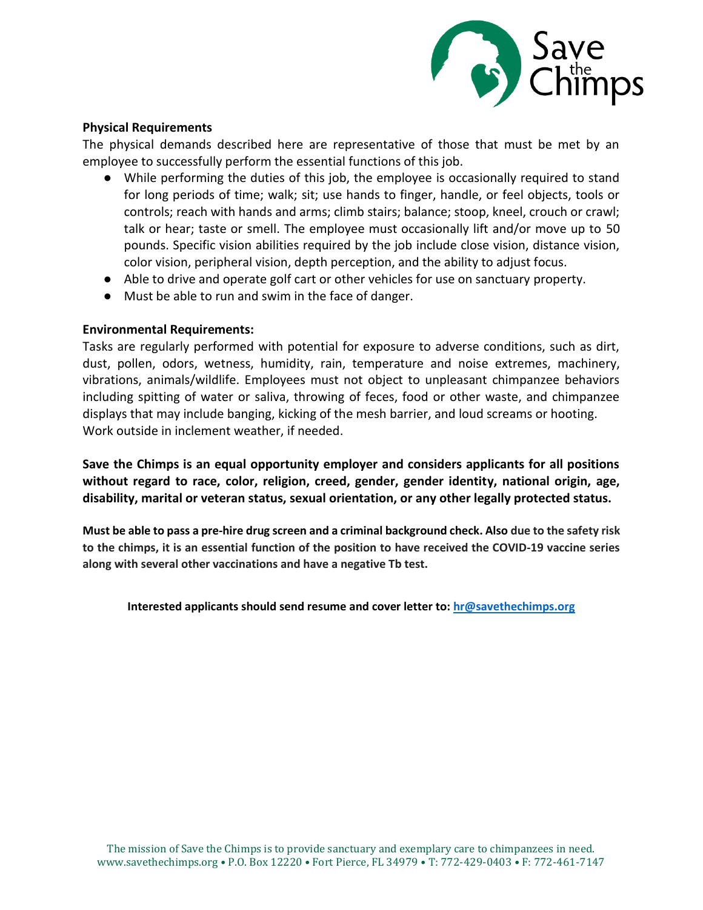**Physical Requirements**

The physical demands described here are representative of those that must be met by an employee to successfully perform the essential functions of this job.

- While performing the duties of this job, the employee is occasionally required to stand for long periods of time; walk; sit; use hands to finger, handle, or feel objects, tools or controls; reach with hands and arms; climb stairs; balance; stoop, kneel, crouch or crawl; talk or hear; taste or smell. The employee must occasionally lift and/or move up to 50 pounds. Specific vision abilities required by the job include close vision, distance vision, color vision, peripheral vision, depth perception, and the ability to adjust focus.
- Able to drive and operate golf cart or other vehicles for use on sanctuary property.
- Must be able to run and swim in the face of danger.

**Environmental Requirements:**

Tasks are regularly performed with potential for exposure to adverse conditions, such as dirt, dust, pollen, odors, wetness, humidity, rain, temperature and noise extremes, machinery, vibrations, animals/wildlife. Employees must not object to unpleasant chimpanzee behaviors including spitting of water or saliva, throwing of feces, food or other waste, and chimpanzee displays that may include banging, kicking of the mesh barrier, and loud screams or hooting. Work outside in inclement weather, if needed.

**Save the Chimps is an equal opportunity employer and considers applicants for all positions without regard to race, color, religion, creed, gender, gender identity, national origin, age, disability, marital or veteran status, sexual orientation, or any other legally protected status.**

**Must be able to pass a pre-hire drug screen and a criminal background check. Also due to the safety risk to the chimps, it is an essential function of the position to have received the COVID-19 vaccine series along with several other vaccinations and have a negative Tb test.**

**Interested applicants should send resume and cover letter to: hr@savethechimps.org**

The mission of Save the Chimps is to provide sanctuary and exemplary care to chimpanzees in need.
www.savethechimps.org • P.O. Box 12220 • Fort Pierce, FL 34979 • T: 772-429-0403 • F: 772-461-7147